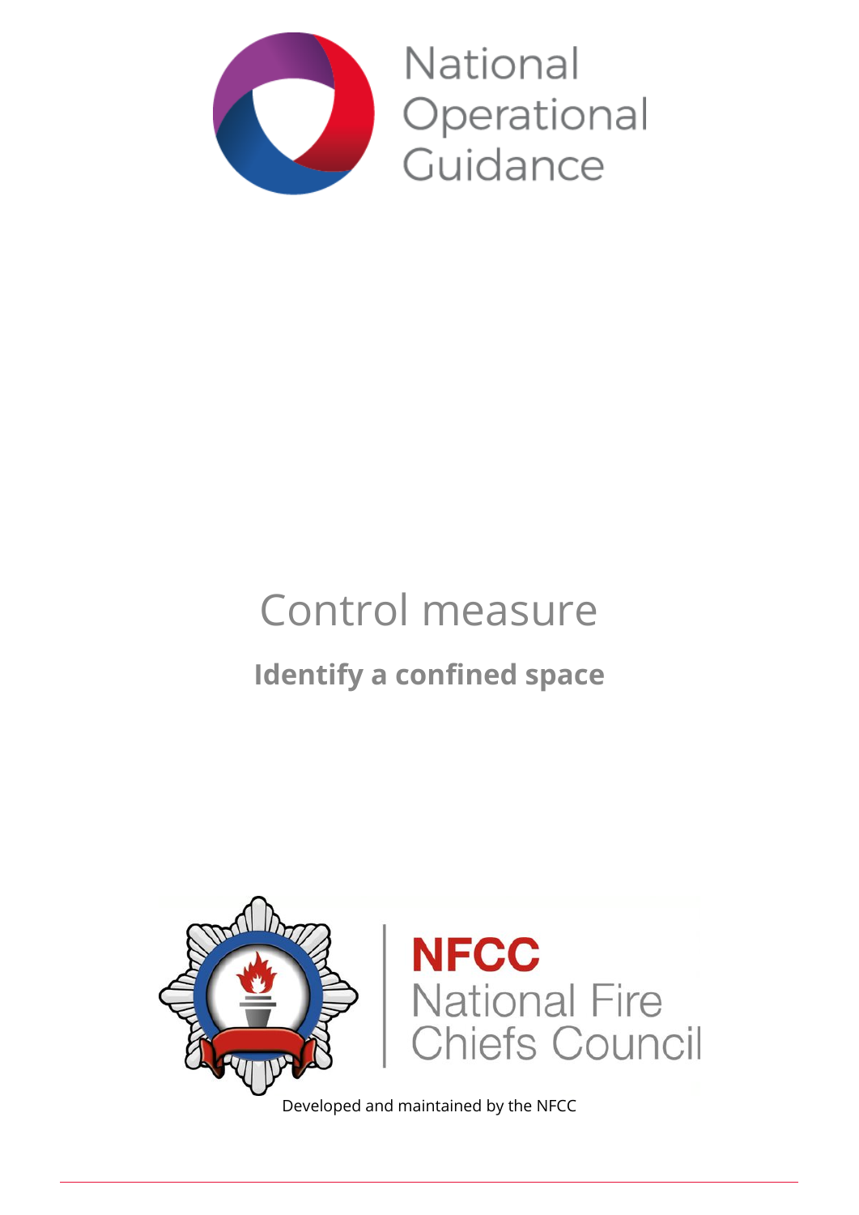National Operational Guidance

# Control measure

## Identify a confined space

NFCC National Fire Chiefs Council

Developed and maintained by the NFCC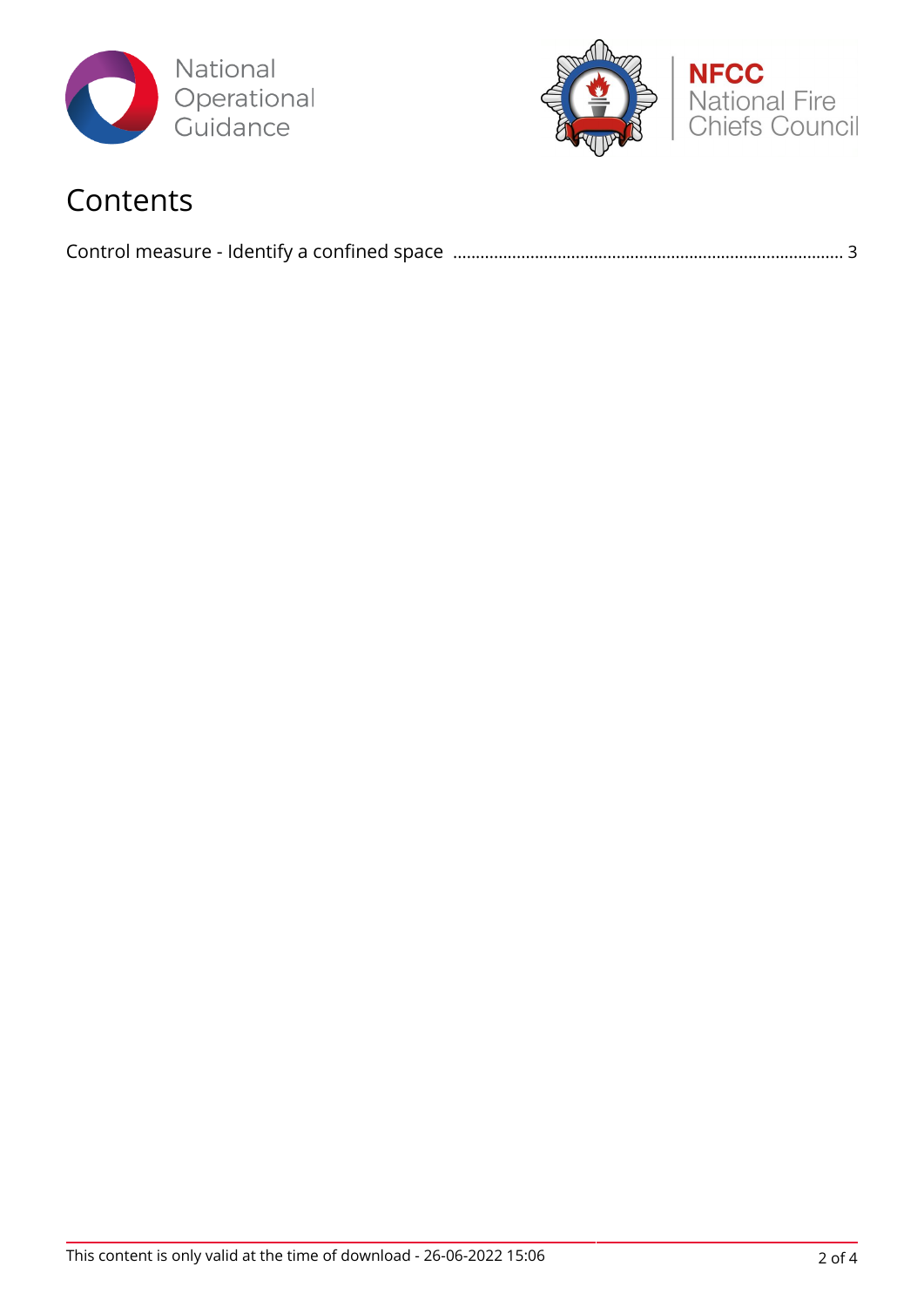# Contents

Control measure - Identify a confined space ........................................................................ 3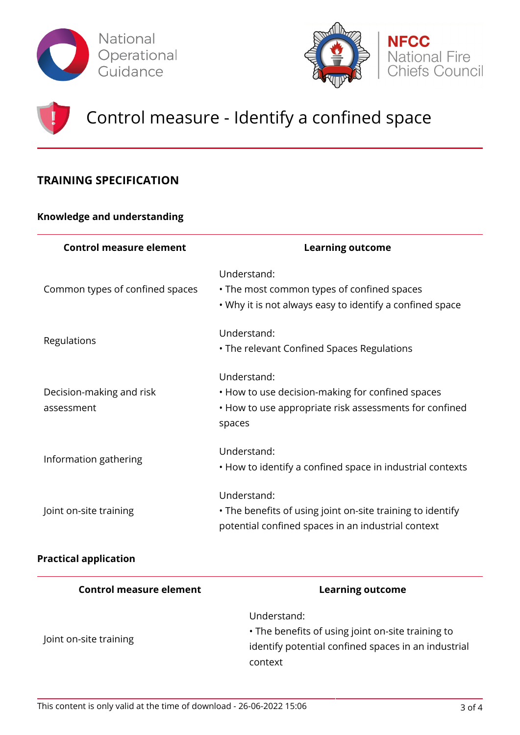# Control measure - Identify a confined space

## TRAINING SPECIFICATION

### Knowledge and understanding

| Control measure element | Learning outcome |
| --- | --- |
| Common types of confined spaces | Understand:<br>• The most common types of confined spaces<br>• Why it is not always easy to identify a confined space |
| Regulations | Understand:<br>• The relevant Confined Spaces Regulations |
| Decision-making and risk assessment | Understand:<br>• How to use decision-making for confined spaces<br>• How to use appropriate risk assessments for confined spaces |
| Information gathering | Understand:<br>• How to identify a confined space in industrial contexts |
| Joint on-site training | Understand:<br>• The benefits of using joint on-site training to identify potential confined spaces in an industrial context |

### Practical application

| Control measure element | Learning outcome |
| --- | --- |
| Joint on-site training | Understand:<br>• The benefits of using joint on-site training to identify potential confined spaces in an industrial context |

This content is only valid at the time of download - 26-06-2022 15:06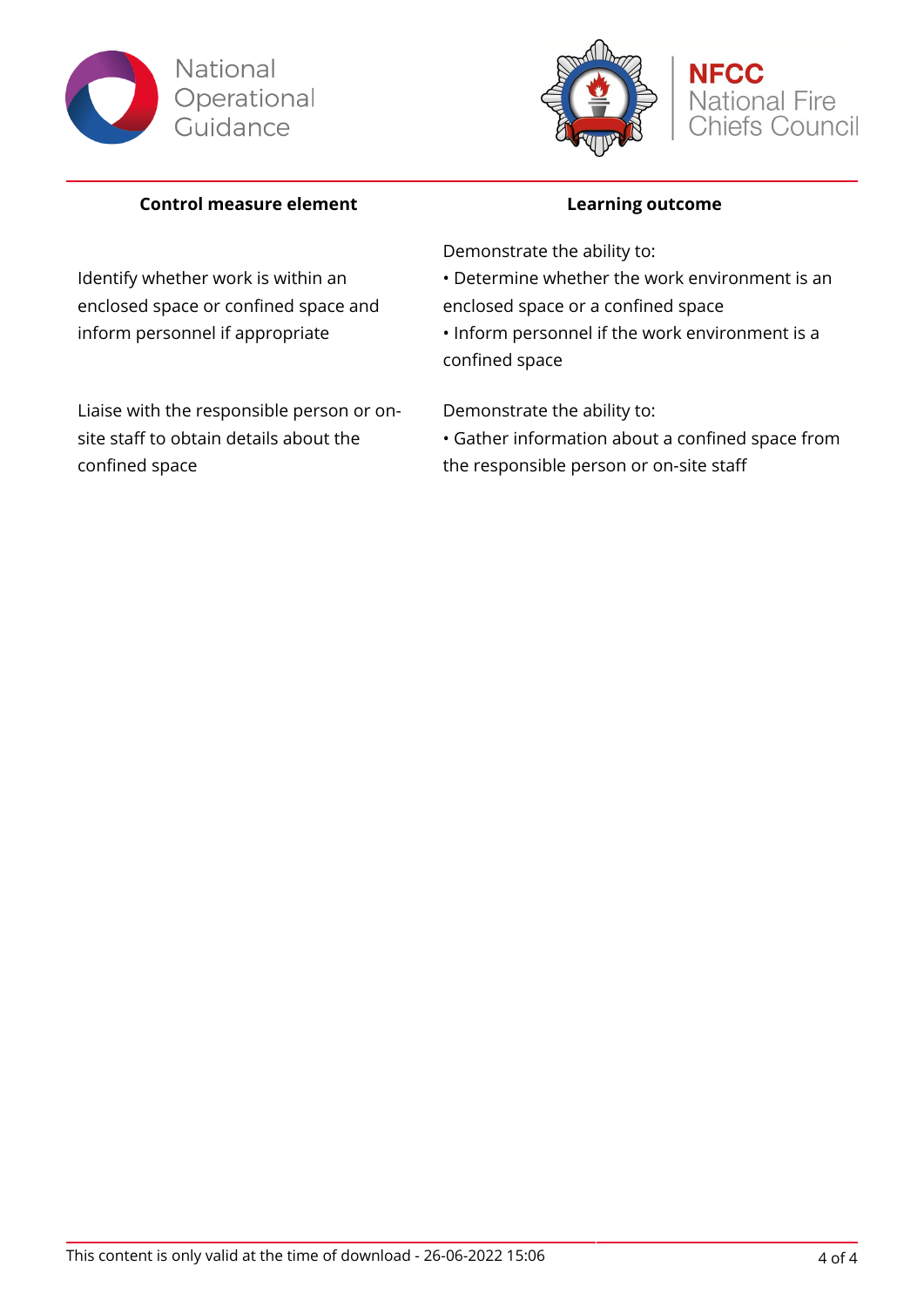| Control measure element | Learning outcome |
| --- | --- |
| Identify whether work is within an enclosed space or confined space and inform personnel if appropriate | Demonstrate the ability to:<br>• Determine whether the work environment is an enclosed space or a confined space<br>• Inform personnel if the work environment is a confined space |
| Liaise with the responsible person or on-site staff to obtain details about the confined space | Demonstrate the ability to:<br>• Gather information about a confined space from the responsible person or on-site staff |